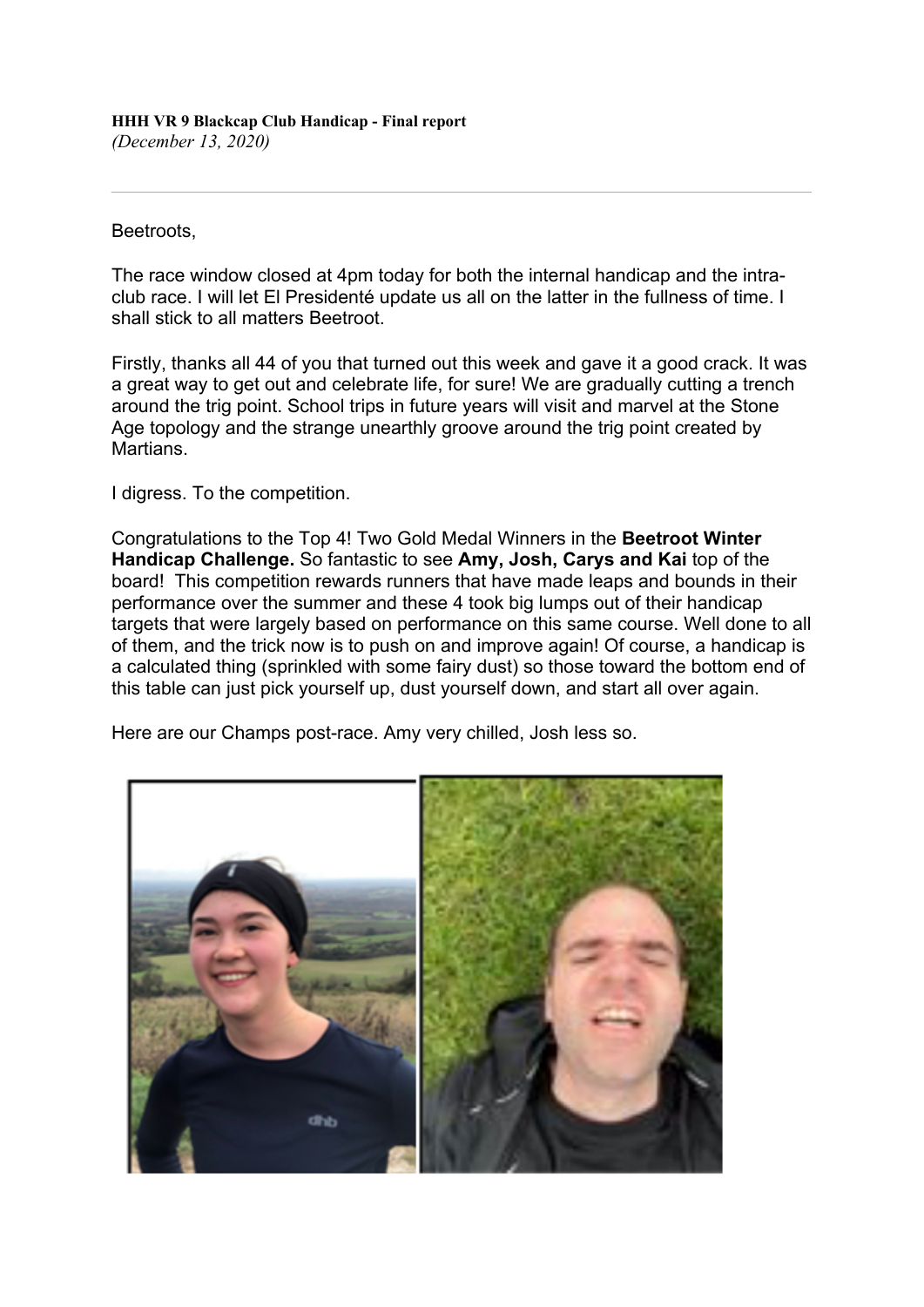**HHH VR 9 Blackcap Club Handicap - Final report**
*(December 13, 2020)*

---

Beetroots,

The race window closed at 4pm today for both the internal handicap and the intra-club race. I will let El Presidenté update us all on the latter in the fullness of time. I shall stick to all matters Beetroot.

Firstly, thanks all 44 of you that turned out this week and gave it a good crack. It was a great way to get out and celebrate life, for sure! We are gradually cutting a trench around the trig point. School trips in future years will visit and marvel at the Stone Age topology and the strange unearthly groove around the trig point created by Martians.

I digress. To the competition.

Congratulations to the Top 4! Two Gold Medal Winners in the **Beetroot Winter Handicap Challenge.** So fantastic to see **Amy, Josh, Carys and Kai** top of the board! This competition rewards runners that have made leaps and bounds in their performance over the summer and these 4 took big lumps out of their handicap targets that were largely based on performance on this same course. Well done to all of them, and the trick now is to push on and improve again! Of course, a handicap is a calculated thing (sprinkled with some fairy dust) so those toward the bottom end of this table can just pick yourself up, dust yourself down, and start all over again.

Here are our Champs post-race. Amy very chilled, Josh less so.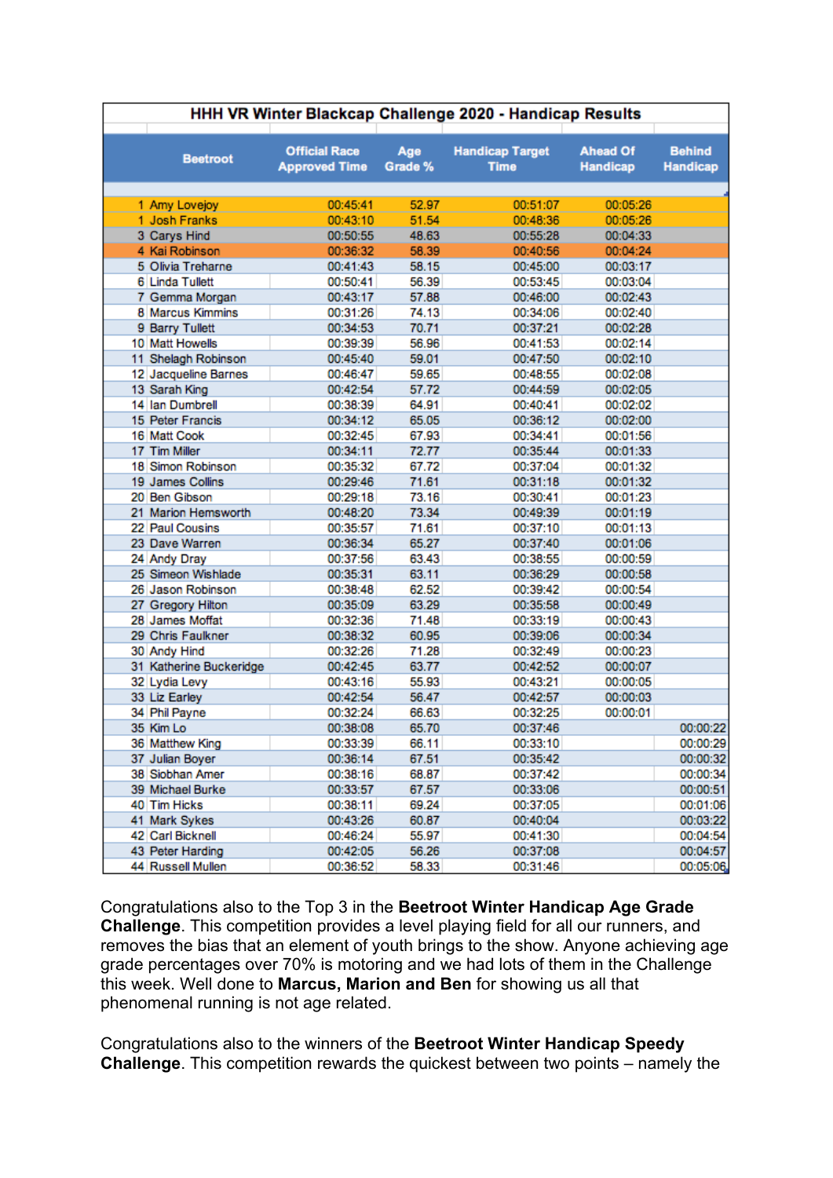| | Beetroot | Official Race Approved Time | Age Grade % | Handicap Target Time | Ahead Of Handicap | Behind Handicap |
|---|---|---|---|---|---|---|
| **HHH VR Winter Blackcap Challenge 2020 - Handicap Results** | | | | | | |
| 1 | Amy Lovejoy | 00:45:41 | 52.97 | 00:51:07 | 00:05:26 | |
| 1 | Josh Franks | 00:43:10 | 51.54 | 00:48:36 | 00:05:26 | |
| 3 | Carys Hind | 00:50:55 | 48.63 | 00:55:28 | 00:04:33 | |
| 4 | Kai Robinson | 00:36:32 | 58.39 | 00:40:56 | 00:04:24 | |
| 5 | Olivia Treharne | 00:41:43 | 58.15 | 00:45:00 | 00:03:17 | |
| 6 | Linda Tullett | 00:50:41 | 56.39 | 00:53:45 | 00:03:04 | |
| 7 | Gemma Morgan | 00:43:17 | 57.88 | 00:46:00 | 00:02:43 | |
| 8 | Marcus Kimmins | 00:31:26 | 74.13 | 00:34:06 | 00:02:40 | |
| 9 | Barry Tullett | 00:34:53 | 70.71 | 00:37:21 | 00:02:28 | |
| 10 | Matt Howells | 00:39:39 | 56.96 | 00:41:53 | 00:02:14 | |
| 11 | Shelagh Robinson | 00:45:40 | 59.01 | 00:47:50 | 00:02:10 | |
| 12 | Jacqueline Barnes | 00:46:47 | 59.65 | 00:48:55 | 00:02:08 | |
| 13 | Sarah King | 00:42:54 | 57.72 | 00:44:59 | 00:02:05 | |
| 14 | Ian Dumbrell | 00:38:39 | 64.91 | 00:40:41 | 00:02:02 | |
| 15 | Peter Francis | 00:34:12 | 65.05 | 00:36:12 | 00:02:00 | |
| 16 | Matt Cook | 00:32:45 | 67.93 | 00:34:41 | 00:01:56 | |
| 17 | Tim Miller | 00:34:11 | 72.77 | 00:35:44 | 00:01:33 | |
| 18 | Simon Robinson | 00:35:32 | 67.72 | 00:37:04 | 00:01:32 | |
| 19 | James Collins | 00:29:46 | 71.61 | 00:31:18 | 00:01:32 | |
| 20 | Ben Gibson | 00:29:18 | 73.16 | 00:30:41 | 00:01:23 | |
| 21 | Marion Hemsworth | 00:48:20 | 73.34 | 00:49:39 | 00:01:19 | |
| 22 | Paul Cousins | 00:35:57 | 71.61 | 00:37:10 | 00:01:13 | |
| 23 | Dave Warren | 00:36:34 | 65.27 | 00:37:40 | 00:01:06 | |
| 24 | Andy Dray | 00:37:56 | 63.43 | 00:38:55 | 00:00:59 | |
| 25 | Simeon Wishlade | 00:35:31 | 63.11 | 00:36:29 | 00:00:58 | |
| 26 | Jason Robinson | 00:38:48 | 62.52 | 00:39:42 | 00:00:54 | |
| 27 | Gregory Hilton | 00:35:09 | 63.29 | 00:35:58 | 00:00:49 | |
| 28 | James Moffat | 00:32:36 | 71.48 | 00:33:19 | 00:00:43 | |
| 29 | Chris Faulkner | 00:38:32 | 60.95 | 00:39:06 | 00:00:34 | |
| 30 | Andy Hind | 00:32:26 | 71.28 | 00:32:49 | 00:00:23 | |
| 31 | Katherine Buckeridge | 00:42:45 | 63.77 | 00:42:52 | 00:00:07 | |
| 32 | Lydia Levy | 00:43:16 | 55.93 | 00:43:21 | 00:00:05 | |
| 33 | Liz Earley | 00:42:54 | 56.47 | 00:42:57 | 00:00:03 | |
| 34 | Phil Payne | 00:32:24 | 66.63 | 00:32:25 | 00:00:01 | |
| 35 | Kim Lo | 00:38:08 | 65.70 | 00:37:46 | | 00:00:22 |
| 36 | Matthew King | 00:33:39 | 66.11 | 00:33:10 | | 00:00:29 |
| 37 | Julian Boyer | 00:36:14 | 67.51 | 00:35:42 | | 00:00:32 |
| 38 | Siobhan Amer | 00:38:16 | 68.87 | 00:37:42 | | 00:00:34 |
| 39 | Michael Burke | 00:33:57 | 67.57 | 00:33:06 | | 00:00:51 |
| 40 | Tim Hicks | 00:38:11 | 69.24 | 00:37:05 | | 00:01:06 |
| 41 | Mark Sykes | 00:43:26 | 60.87 | 00:40:04 | | 00:03:22 |
| 42 | Carl Bicknell | 00:46:24 | 55.97 | 00:41:30 | | 00:04:54 |
| 43 | Peter Harding | 00:42:05 | 56.26 | 00:37:08 | | 00:04:57 |
| 44 | Russell Mullen | 00:36:52 | 58.33 | 00:31:46 | | 00:05:06 |

Congratulations also to the Top 3 in the **Beetroot Winter Handicap Age Grade Challenge**. This competition provides a level playing field for all our runners, and removes the bias that an element of youth brings to the show. Anyone achieving age grade percentages over 70% is motoring and we had lots of them in the Challenge this week. Well done to **Marcus, Marion and Ben** for showing us all that phenomenal running is not age related.

Congratulations also to the winners of the **Beetroot Winter Handicap Speedy Challenge**. This competition rewards the quickest between two points – namely the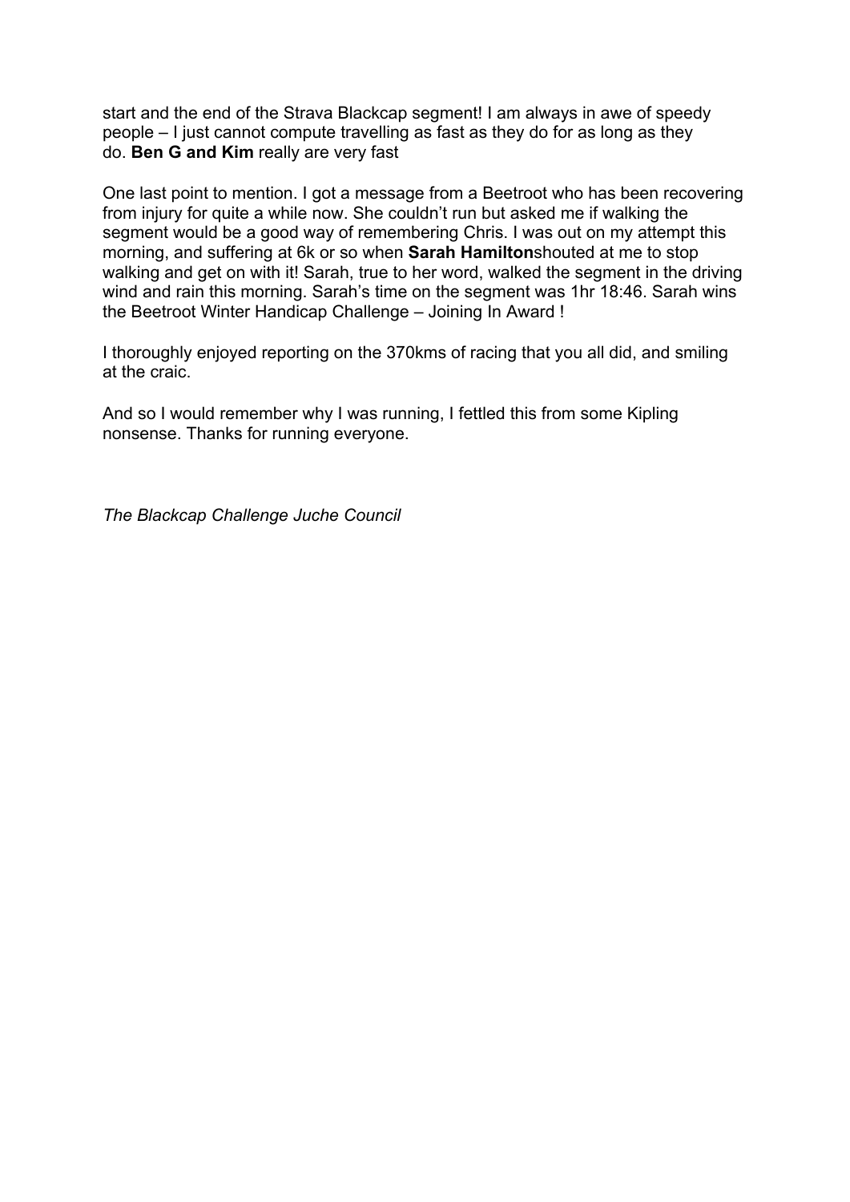start and the end of the Strava Blackcap segment! I am always in awe of speedy people – I just cannot compute travelling as fast as they do for as long as they do. **Ben G and Kim** really are very fast

One last point to mention. I got a message from a Beetroot who has been recovering from injury for quite a while now. She couldn't run but asked me if walking the segment would be a good way of remembering Chris. I was out on my attempt this morning, and suffering at 6k or so when **Sarah Hamilton**shouted at me to stop walking and get on with it! Sarah, true to her word, walked the segment in the driving wind and rain this morning. Sarah's time on the segment was 1hr 18:46. Sarah wins the Beetroot Winter Handicap Challenge – Joining In Award !

I thoroughly enjoyed reporting on the 370kms of racing that you all did, and smiling at the craic.

And so I would remember why I was running, I fettled this from some Kipling nonsense. Thanks for running everyone.

*The Blackcap Challenge Juche Council*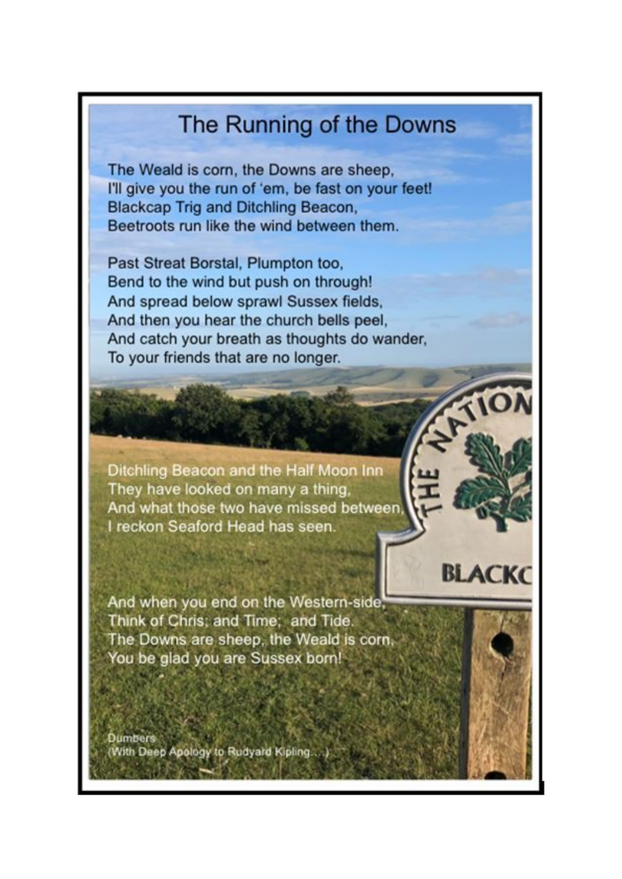# The Running of the Downs

The Weald is corn, the Downs are sheep,
I'll give you the run of 'em, be fast on your feet!
Blackcap Trig and Ditchling Beacon,
Beetroots run like the wind between them.

Past Streat Borstal, Plumpton too,
Bend to the wind but push on through!
And spread below sprawl Sussex fields,
And then you hear the church bells peel,
And catch your breath as thoughts do wander,
To your friends that are no longer.

Ditchling Beacon and the Half Moon Inn
They have looked on many a thing,
And what those two have missed between,
I reckon Seaford Head has seen.

And when you end on the Western-side,
Think of Chris; and Time; and Tide.
The Downs are sheep, the Weald is corn,
You be glad you are Sussex born!

Dumbers
(With Deep Apology to Rudyard Kipling….)